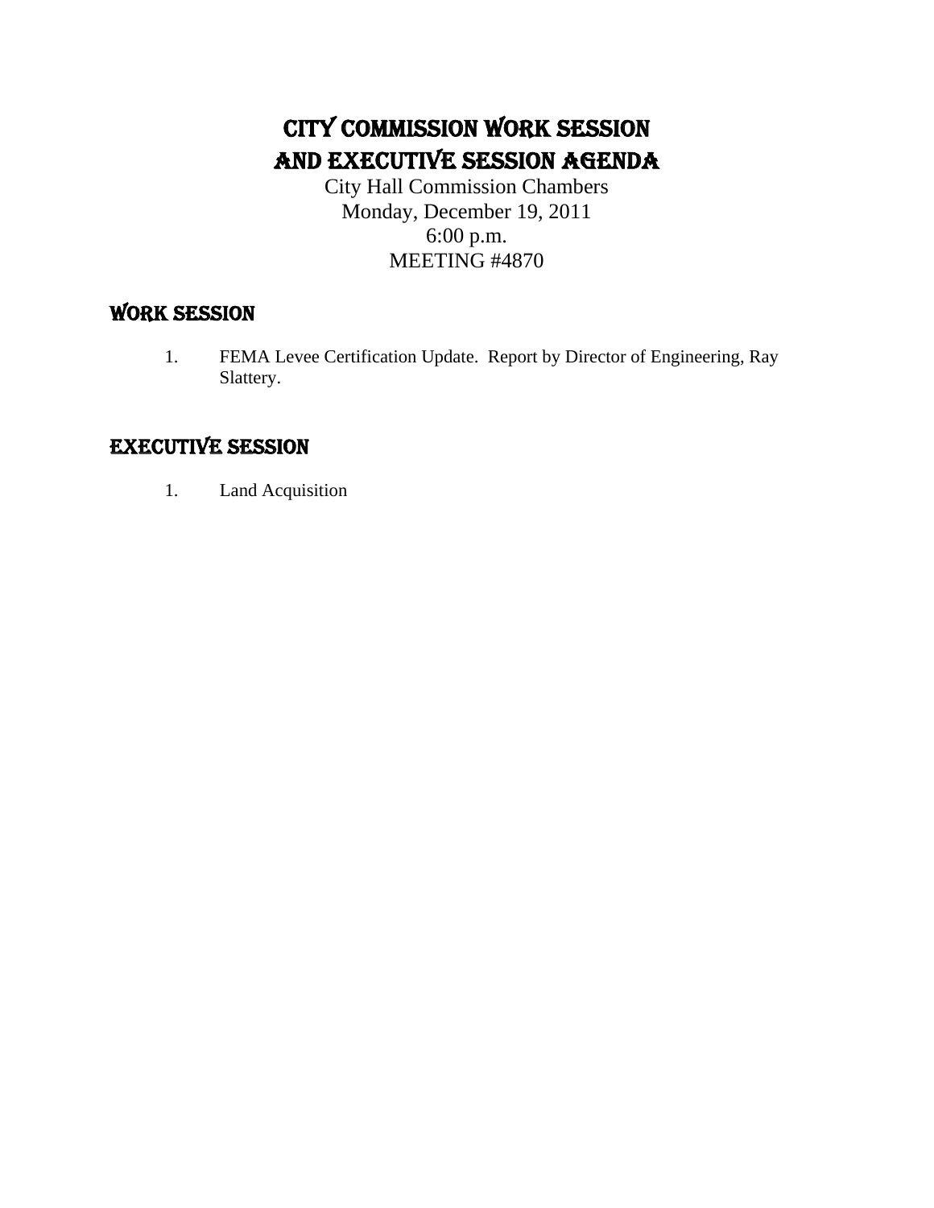# CITY COMMISSION WORK SESSION AND EXECUTIVE SESSION AGENDA

City Hall Commission Chambers
Monday, December 19, 2011
6:00 p.m.
MEETING #4870

## WORK SESSION

1. FEMA Levee Certification Update. Report by Director of Engineering, Ray Slattery.

## EXECUTIVE SESSION

1. Land Acquisition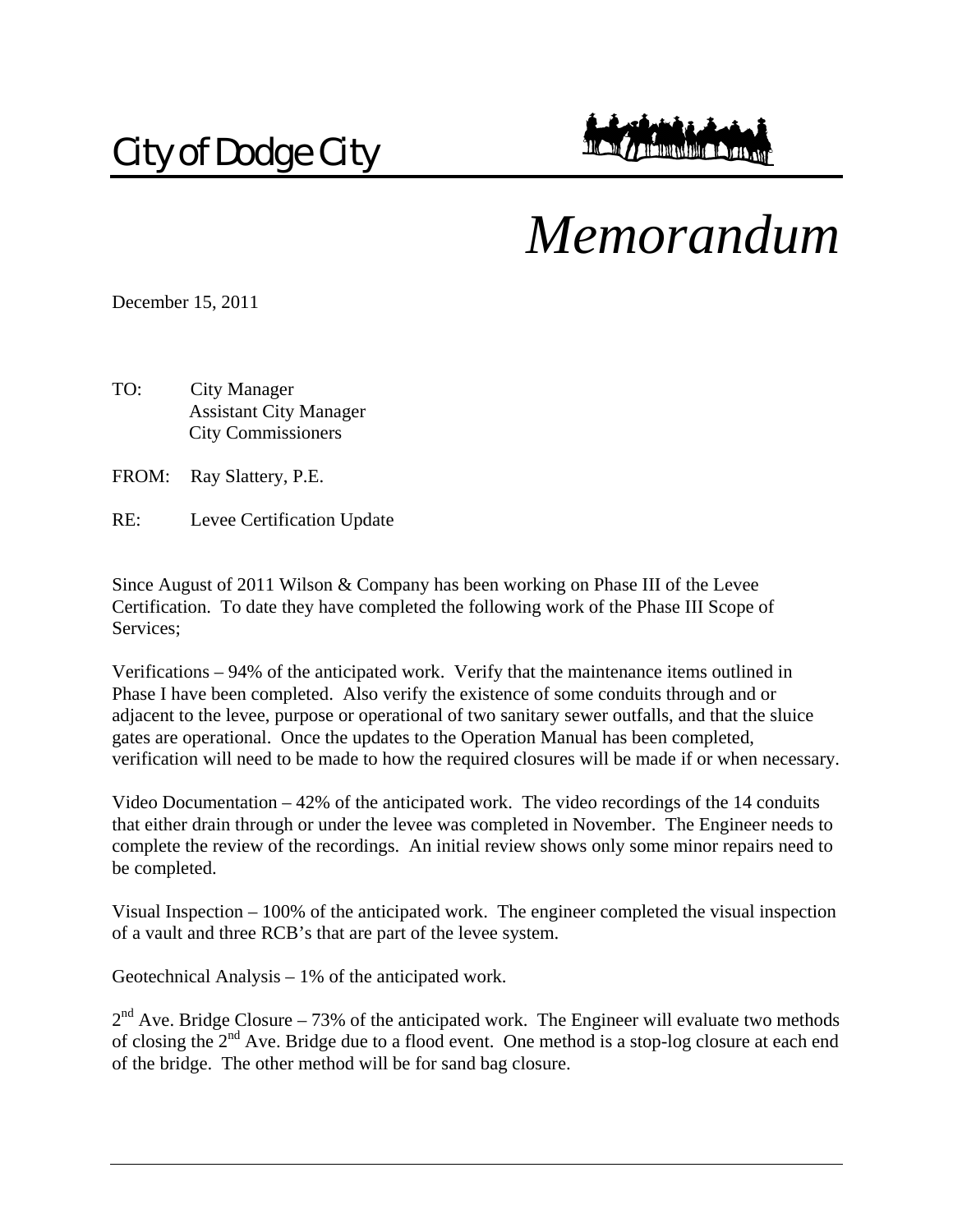# City of Dodge City

# *Memorandum*

December 15, 2011

TO: City Manager
Assistant City Manager
City Commissioners

FROM: Ray Slattery, P.E.

RE: Levee Certification Update

Since August of 2011 Wilson & Company has been working on Phase III of the Levee Certification. To date they have completed the following work of the Phase III Scope of Services;

Verifications – 94% of the anticipated work. Verify that the maintenance items outlined in Phase I have been completed. Also verify the existence of some conduits through and or adjacent to the levee, purpose or operational of two sanitary sewer outfalls, and that the sluice gates are operational. Once the updates to the Operation Manual has been completed, verification will need to be made to how the required closures will be made if or when necessary.

Video Documentation – 42% of the anticipated work. The video recordings of the 14 conduits that either drain through or under the levee was completed in November. The Engineer needs to complete the review of the recordings. An initial review shows only some minor repairs need to be completed.

Visual Inspection – 100% of the anticipated work. The engineer completed the visual inspection of a vault and three RCB's that are part of the levee system.

Geotechnical Analysis – 1% of the anticipated work.

2nd Ave. Bridge Closure – 73% of the anticipated work. The Engineer will evaluate two methods of closing the 2nd Ave. Bridge due to a flood event. One method is a stop-log closure at each end of the bridge. The other method will be for sand bag closure.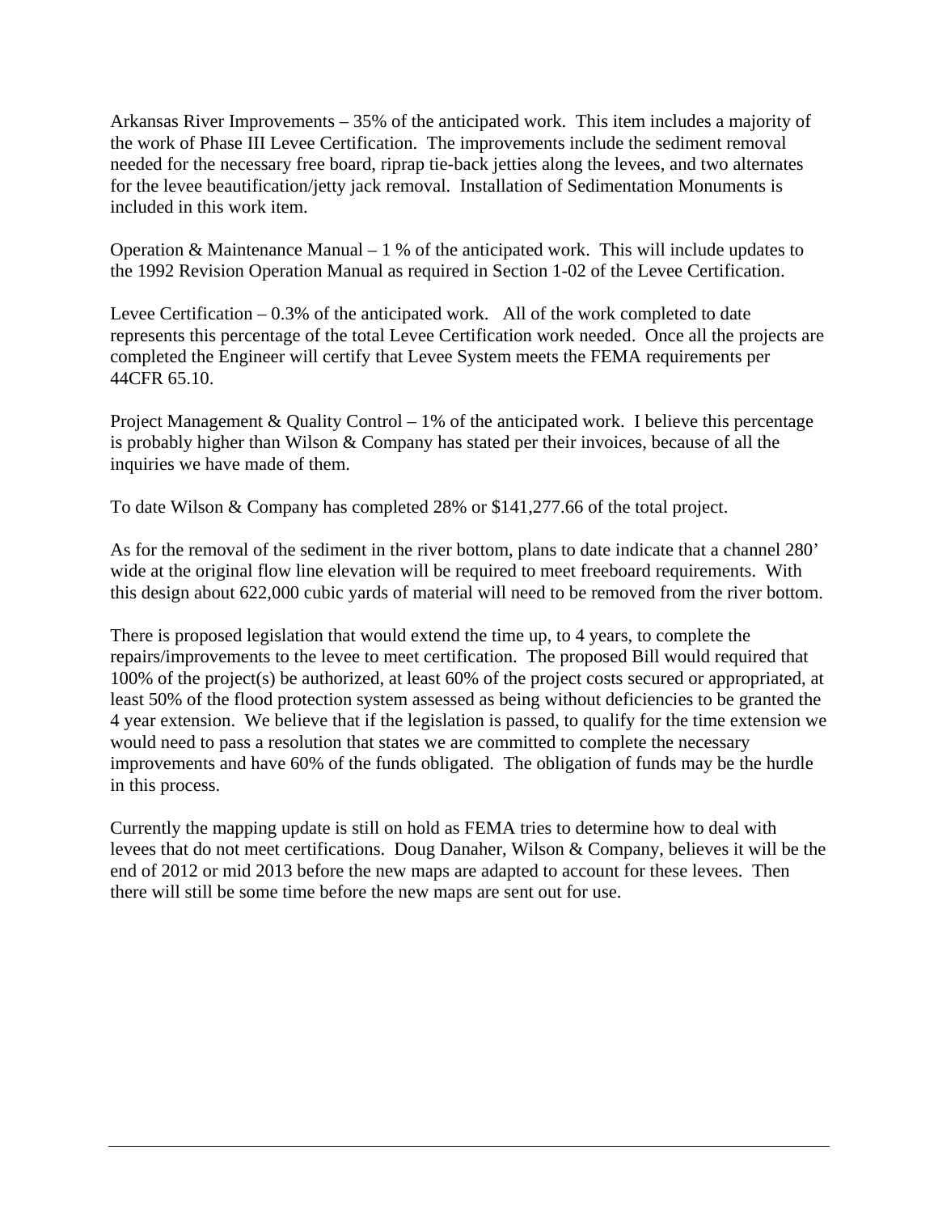Arkansas River Improvements – 35% of the anticipated work. This item includes a majority of the work of Phase III Levee Certification. The improvements include the sediment removal needed for the necessary free board, riprap tie-back jetties along the levees, and two alternates for the levee beautification/jetty jack removal. Installation of Sedimentation Monuments is included in this work item.

Operation & Maintenance Manual – 1 % of the anticipated work. This will include updates to the 1992 Revision Operation Manual as required in Section 1-02 of the Levee Certification.

Levee Certification – 0.3% of the anticipated work. All of the work completed to date represents this percentage of the total Levee Certification work needed. Once all the projects are completed the Engineer will certify that Levee System meets the FEMA requirements per 44CFR 65.10.

Project Management & Quality Control – 1% of the anticipated work. I believe this percentage is probably higher than Wilson & Company has stated per their invoices, because of all the inquiries we have made of them.

To date Wilson & Company has completed 28% or $141,277.66 of the total project.

As for the removal of the sediment in the river bottom, plans to date indicate that a channel 280' wide at the original flow line elevation will be required to meet freeboard requirements. With this design about 622,000 cubic yards of material will need to be removed from the river bottom.

There is proposed legislation that would extend the time up, to 4 years, to complete the repairs/improvements to the levee to meet certification. The proposed Bill would required that 100% of the project(s) be authorized, at least 60% of the project costs secured or appropriated, at least 50% of the flood protection system assessed as being without deficiencies to be granted the 4 year extension. We believe that if the legislation is passed, to qualify for the time extension we would need to pass a resolution that states we are committed to complete the necessary improvements and have 60% of the funds obligated. The obligation of funds may be the hurdle in this process.

Currently the mapping update is still on hold as FEMA tries to determine how to deal with levees that do not meet certifications. Doug Danaher, Wilson & Company, believes it will be the end of 2012 or mid 2013 before the new maps are adapted to account for these levees. Then there will still be some time before the new maps are sent out for use.